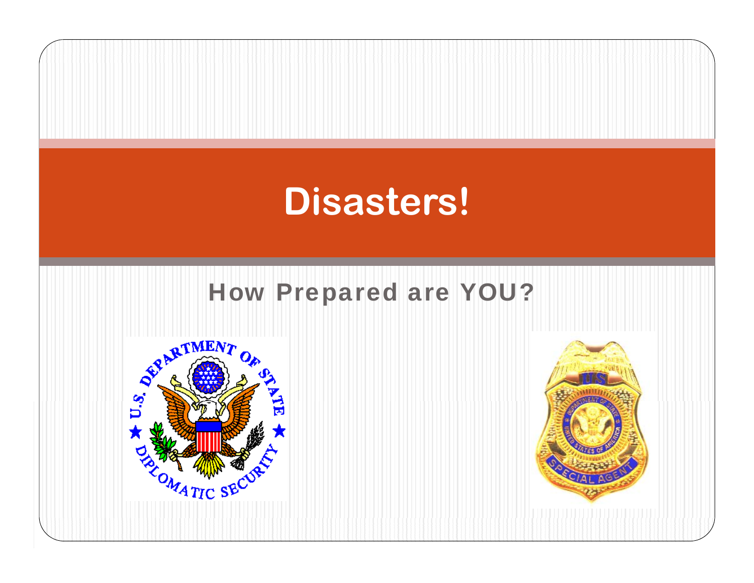# Disasters!

## How Prepared are YOU?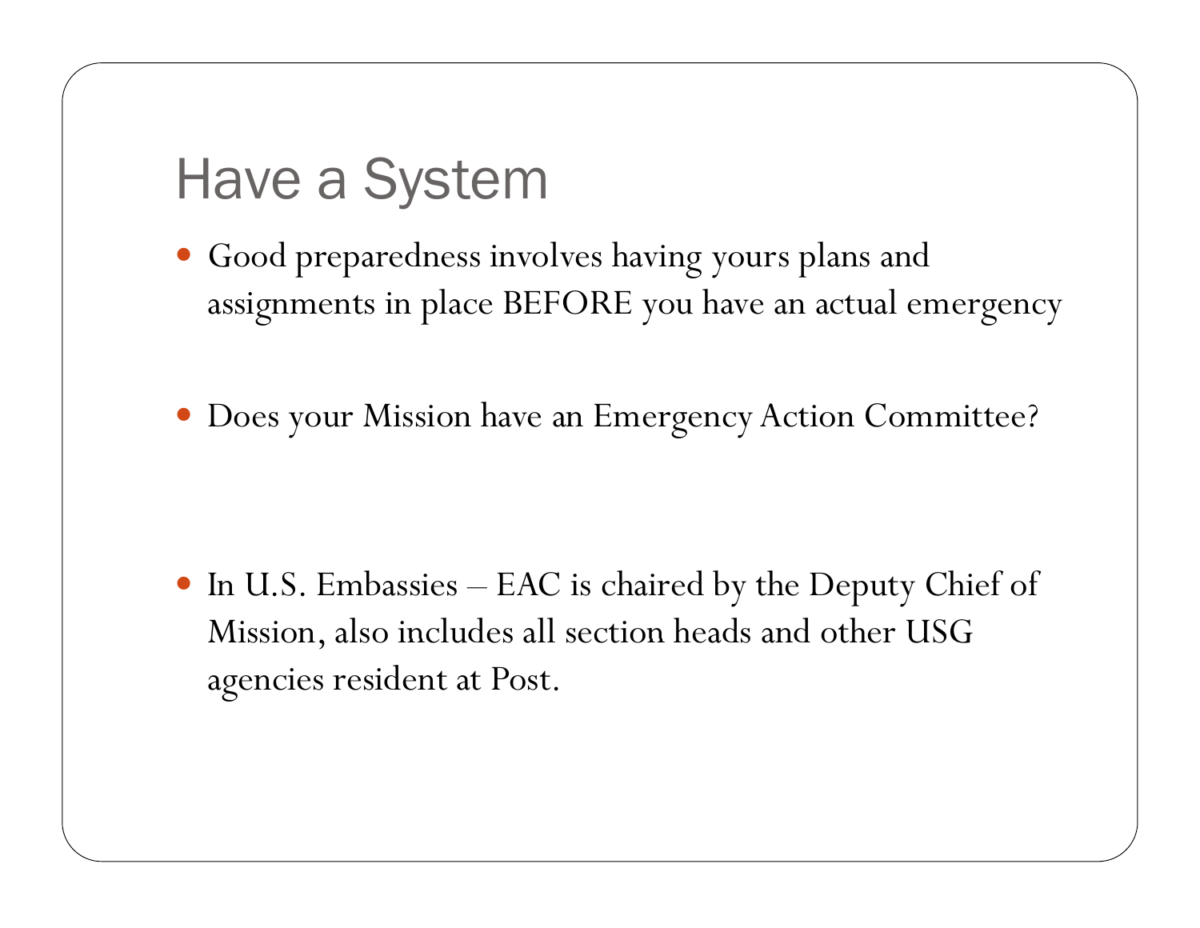# Have a System

- Good preparedness involves having yours plans and assignments in place BEFORE you have an actual emergency

- Does your Mission have an Emergency Action Committee?

- In U.S. Embassies – EAC is chaired by the Deputy Chief of Mission, also includes all section heads and other USG agencies resident at Post.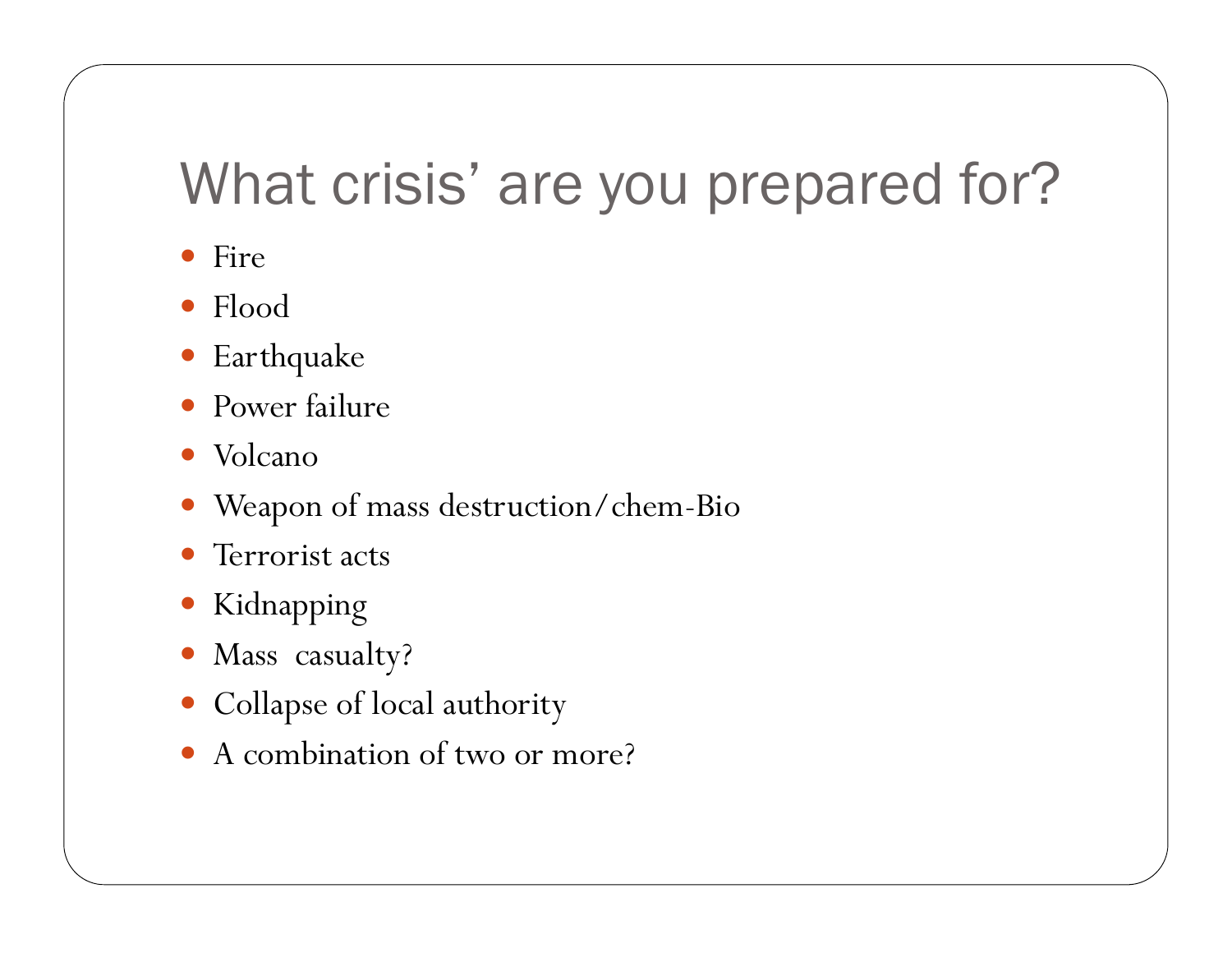# What crisis' are you prepared for?

- Fire
- Flood
- Earthquake
- Power failure
- Volcano
- Weapon of mass destruction/chem-Bio
- Terrorist acts
- Kidnapping
- Mass casualty?
- Collapse of local authority
- A combination of two or more?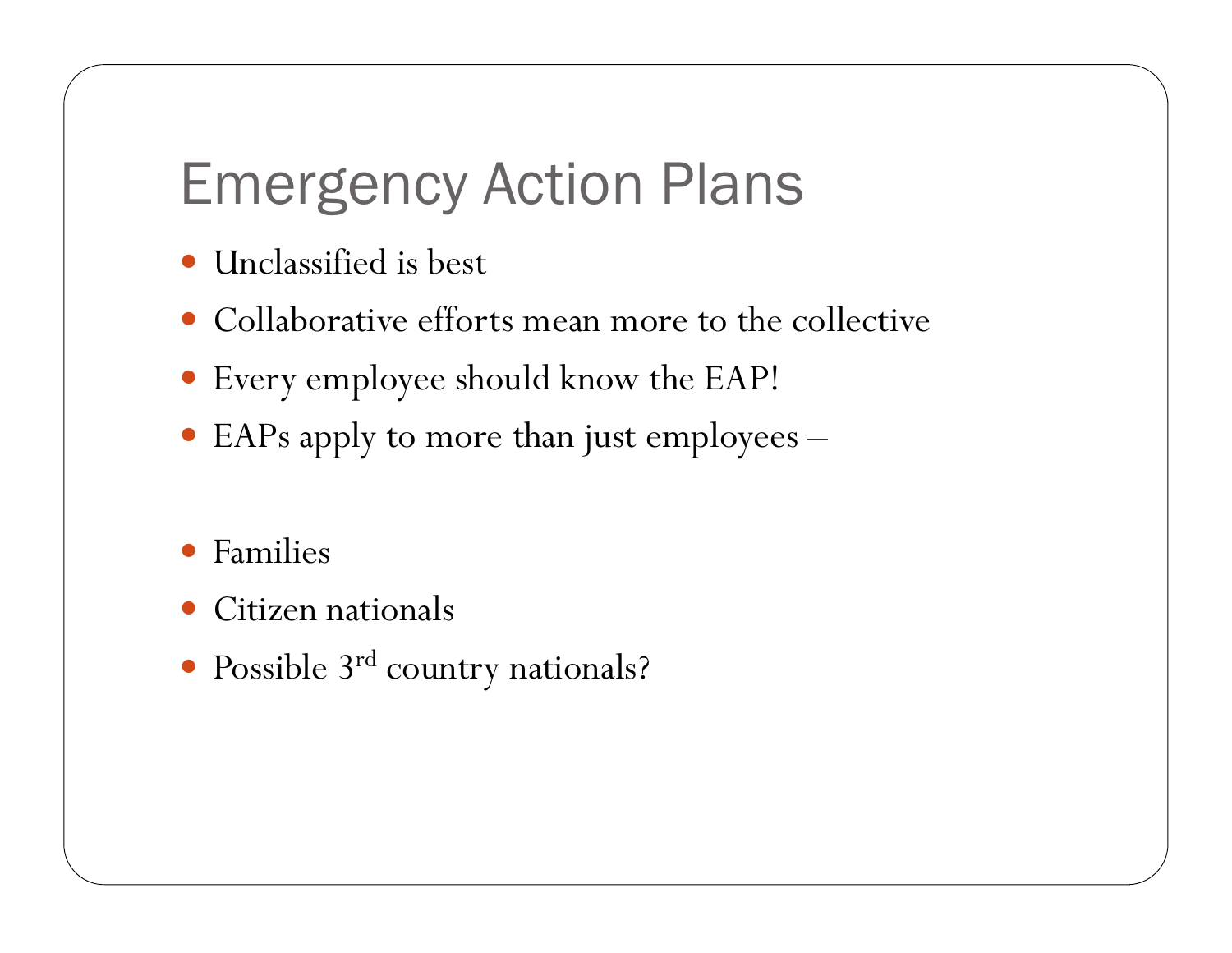# Emergency Action Plans

- Unclassified is best
- Collaborative efforts mean more to the collective
- Every employee should know the EAP!
- EAPs apply to more than just employees –

- Families
- Citizen nationals
- Possible 3rd country nationals?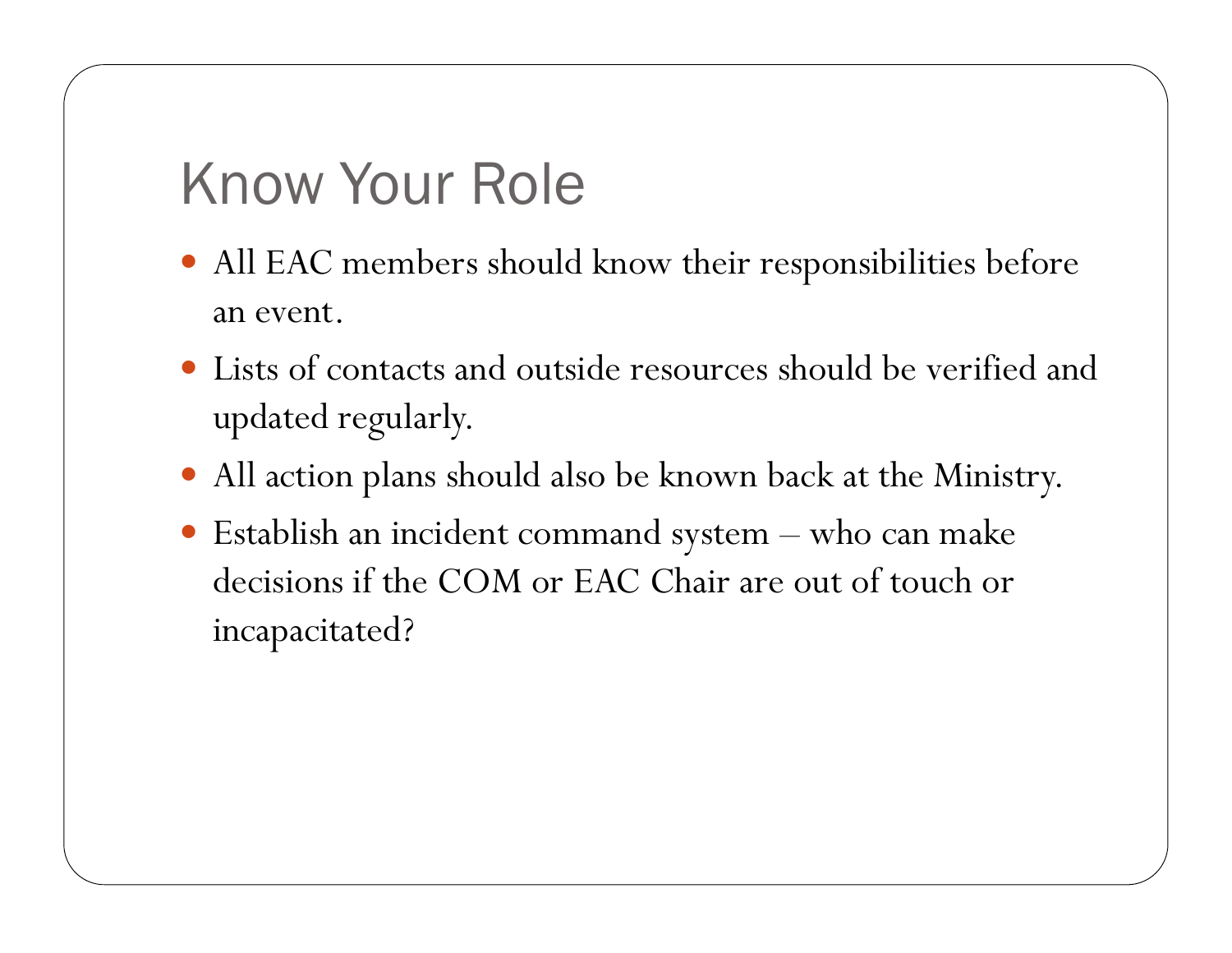# Know Your Role

- All EAC members should know their responsibilities before an event.
- Lists of contacts and outside resources should be verified and updated regularly.
- All action plans should also be known back at the Ministry.
- Establish an incident command system – who can make decisions if the COM or EAC Chair are out of touch or incapacitated?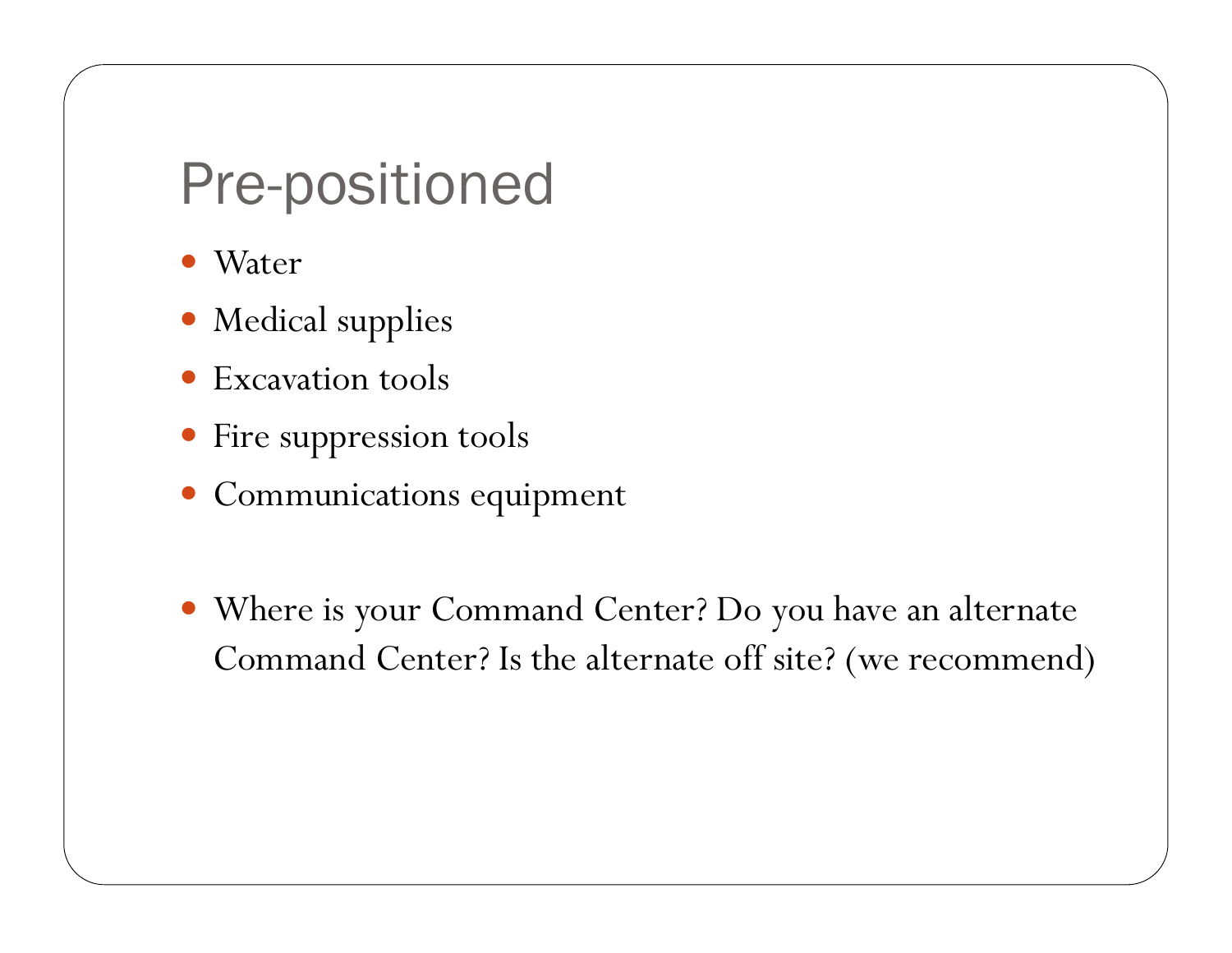# Pre-positioned

- Water
- Medical supplies
- Excavation tools
- Fire suppression tools
- Communications equipment

- Where is your Command Center? Do you have an alternate Command Center? Is the alternate off site? (we recommend)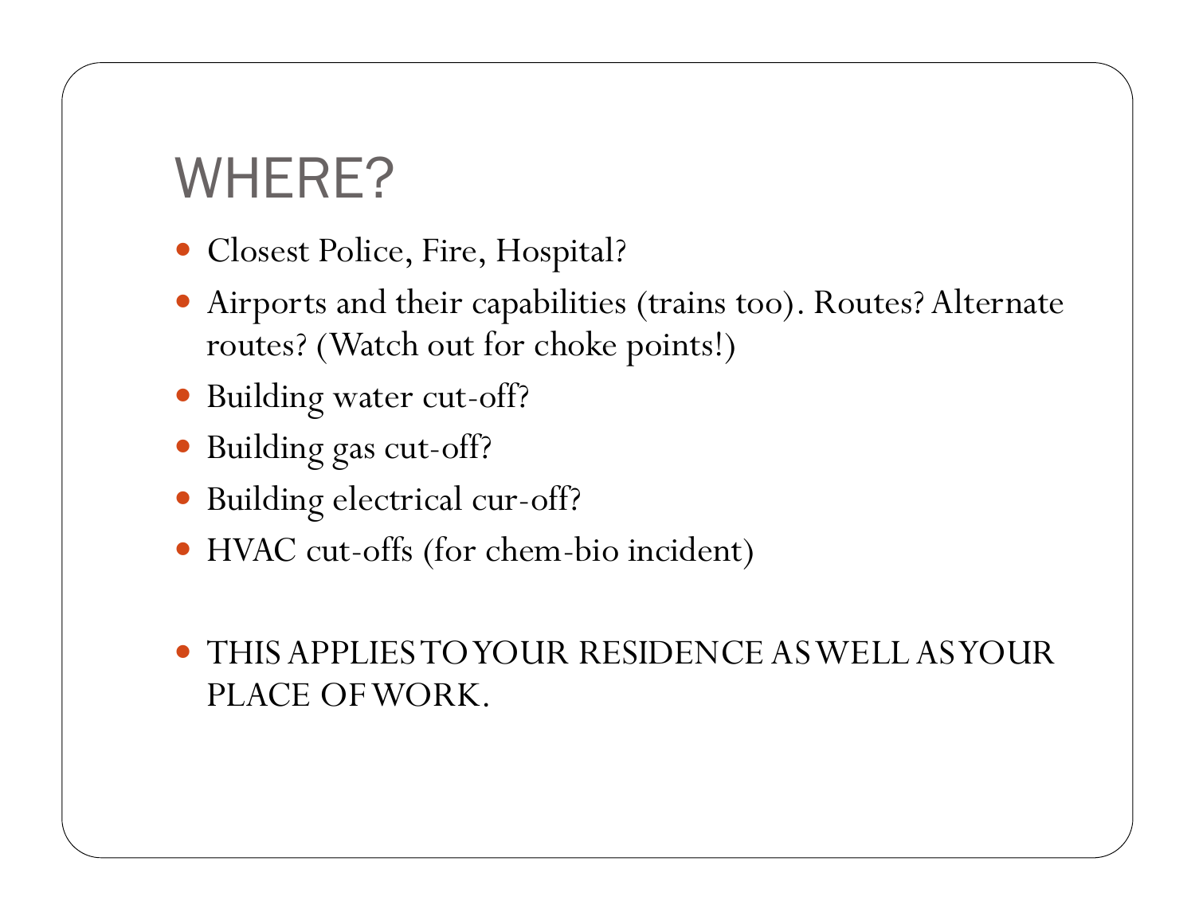# WHERE?

- Closest Police, Fire, Hospital?
- Airports and their capabilities (trains too). Routes? Alternate routes? (Watch out for choke points!)
- Building water cut-off?
- Building gas cut-off?
- Building electrical cur-off?
- HVAC cut-offs (for chem-bio incident)

- THIS APPLIES TO YOUR RESIDENCE AS WELL AS YOUR PLACE OF WORK.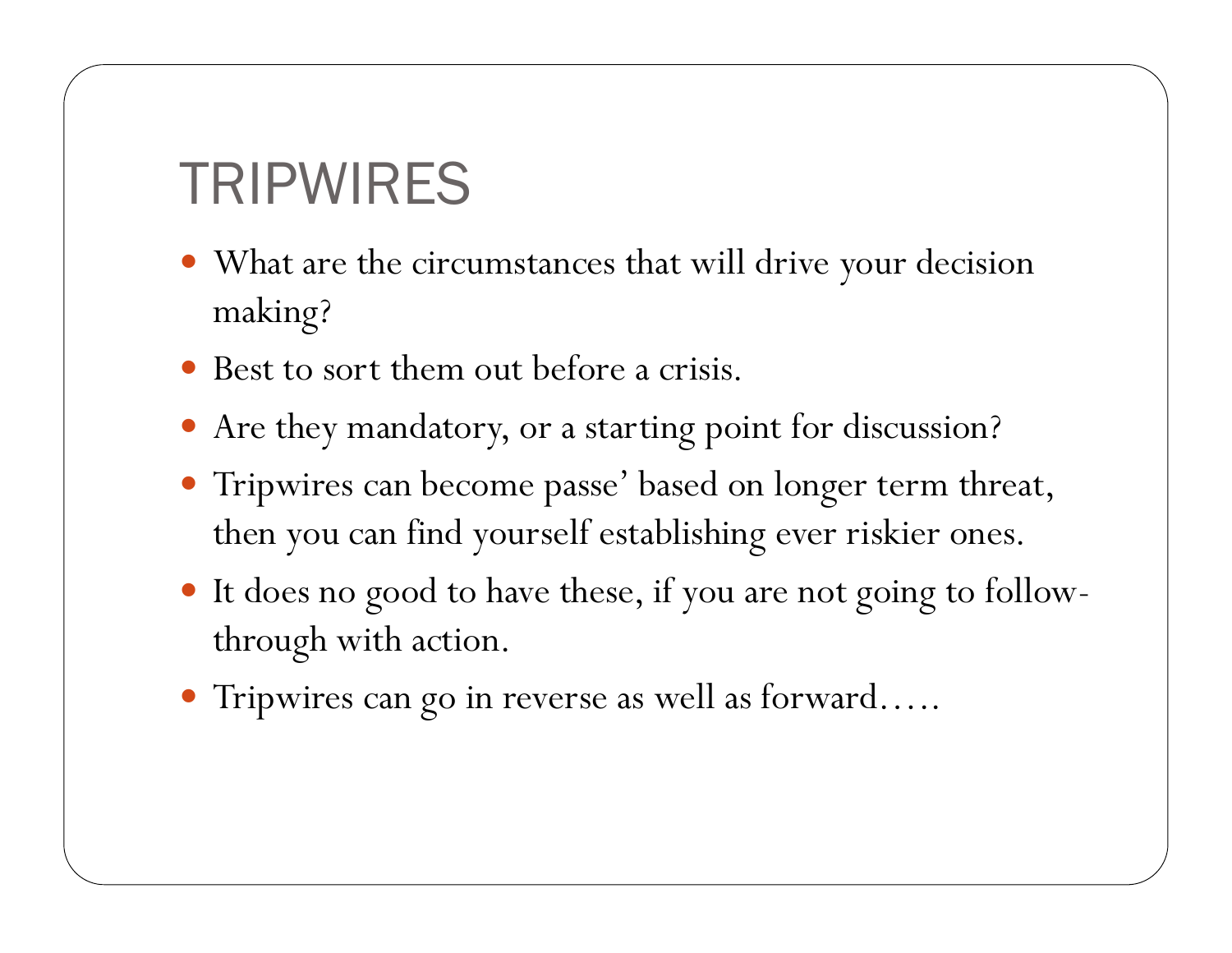# TRIPWIRES

- What are the circumstances that will drive your decision making?
- Best to sort them out before a crisis.
- Are they mandatory, or a starting point for discussion?
- Tripwires can become passe' based on longer term threat, then you can find yourself establishing ever riskier ones.
- It does no good to have these, if you are not going to follow-through with action.
- Tripwires can go in reverse as well as forward…..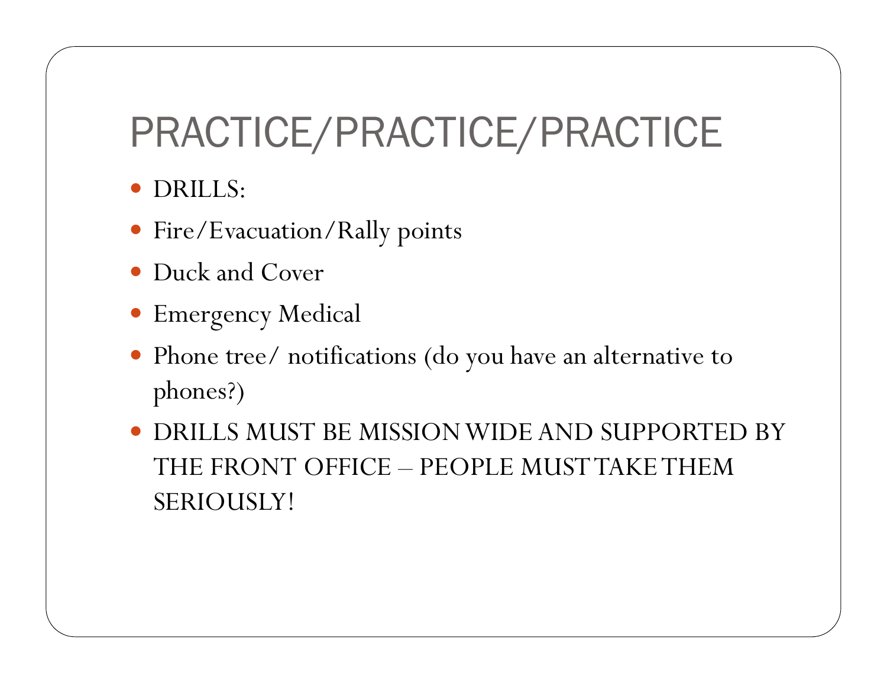# PRACTICE/PRACTICE/PRACTICE

- DRILLS:
- Fire/Evacuation/Rally points
- Duck and Cover
- Emergency Medical
- Phone tree/ notifications (do you have an alternative to phones?)
- DRILLS MUST BE MISSION WIDE AND SUPPORTED BY THE FRONT OFFICE – PEOPLE MUST TAKE THEM SERIOUSLY!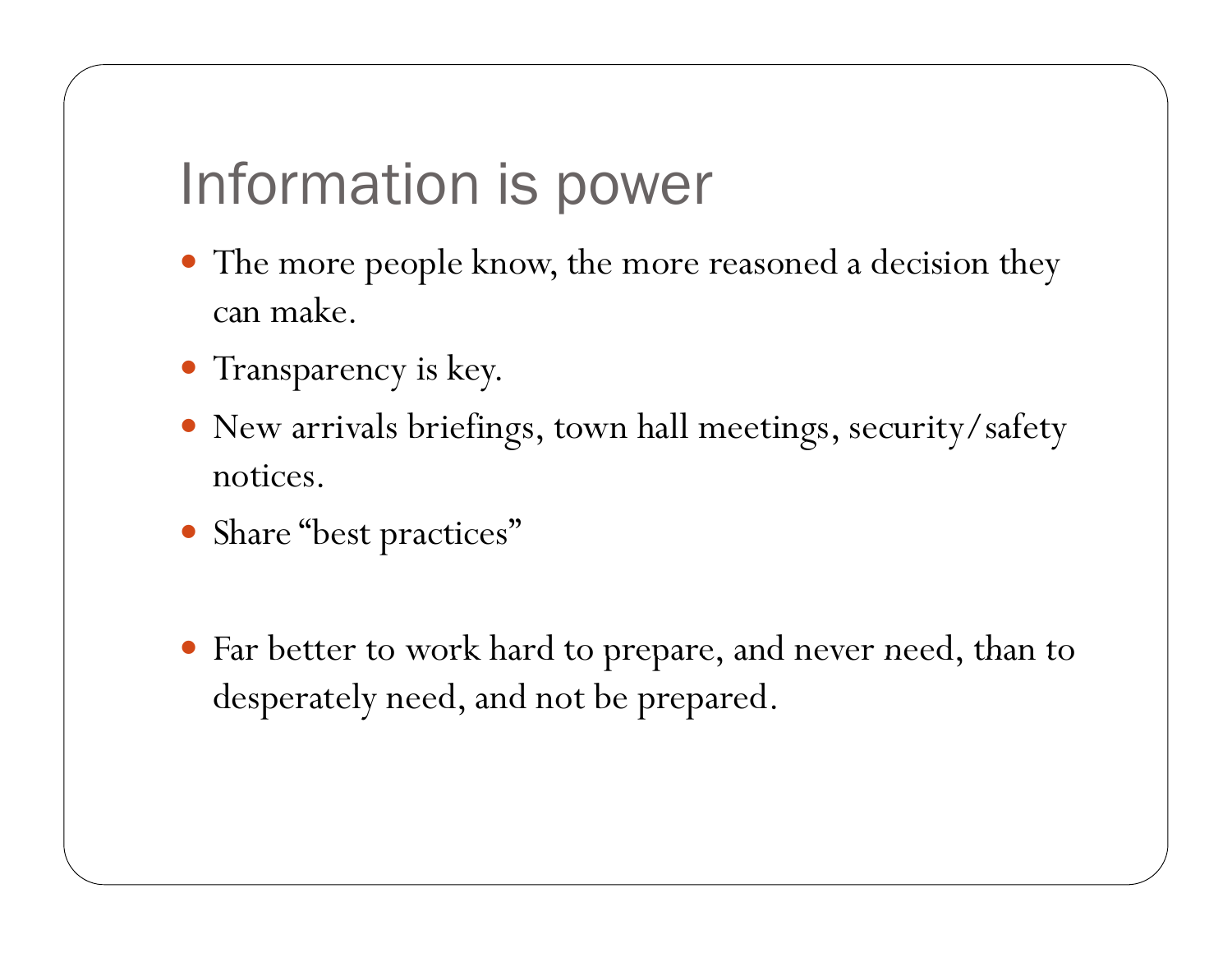# Information is power

- The more people know, the more reasoned a decision they can make.
- Transparency is key.
- New arrivals briefings, town hall meetings, security/safety notices.
- Share "best practices"

- Far better to work hard to prepare, and never need, than to desperately need, and not be prepared.